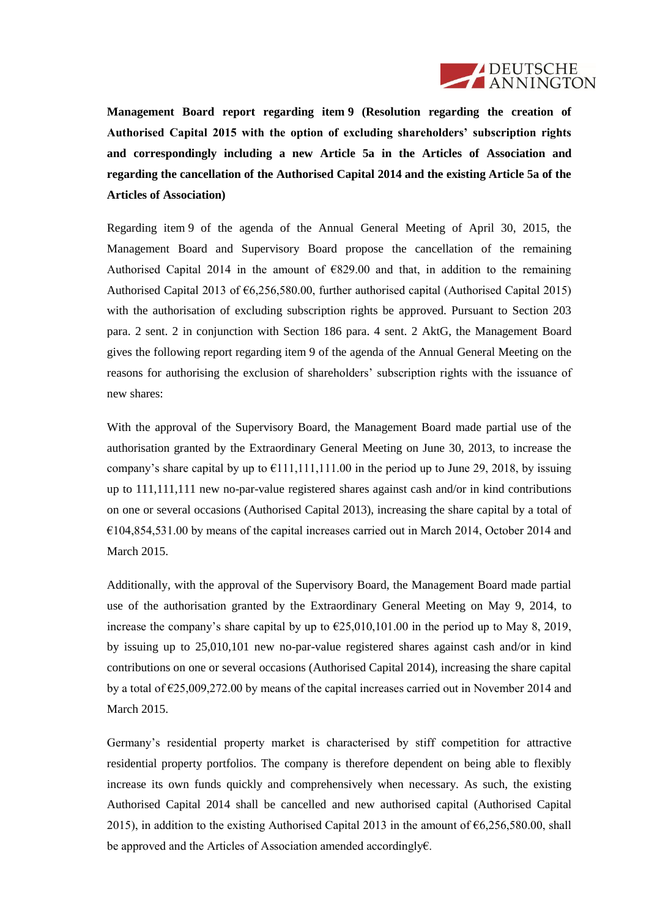**Management Board report regarding item 9 (Resolution regarding the creation of Authorised Capital 2015 with the option of excluding shareholders' subscription rights and correspondingly including a new Article 5a in the Articles of Association and regarding the cancellation of the Authorised Capital 2014 and the existing Article 5a of the Articles of Association)**

Regarding item 9 of the agenda of the Annual General Meeting of April 30, 2015, the Management Board and Supervisory Board propose the cancellation of the remaining Authorised Capital 2014 in the amount of €829.00 and that, in addition to the remaining Authorised Capital 2013 of €6,256,580.00, further authorised capital (Authorised Capital 2015) with the authorisation of excluding subscription rights be approved. Pursuant to Section 203 para. 2 sent. 2 in conjunction with Section 186 para. 4 sent. 2 AktG, the Management Board gives the following report regarding item 9 of the agenda of the Annual General Meeting on the reasons for authorising the exclusion of shareholders' subscription rights with the issuance of new shares:

With the approval of the Supervisory Board, the Management Board made partial use of the authorisation granted by the Extraordinary General Meeting on June 30, 2013, to increase the company's share capital by up to €111,111,111.00 in the period up to June 29, 2018, by issuing up to 111,111,111 new no-par-value registered shares against cash and/or in kind contributions on one or several occasions (Authorised Capital 2013), increasing the share capital by a total of €104,854,531.00 by means of the capital increases carried out in March 2014, October 2014 and March 2015.

Additionally, with the approval of the Supervisory Board, the Management Board made partial use of the authorisation granted by the Extraordinary General Meeting on May 9, 2014, to increase the company's share capital by up to €25,010,101.00 in the period up to May 8, 2019, by issuing up to 25,010,101 new no-par-value registered shares against cash and/or in kind contributions on one or several occasions (Authorised Capital 2014), increasing the share capital by a total of €25,009,272.00 by means of the capital increases carried out in November 2014 and March 2015.

Germany's residential property market is characterised by stiff competition for attractive residential property portfolios. The company is therefore dependent on being able to flexibly increase its own funds quickly and comprehensively when necessary. As such, the existing Authorised Capital 2014 shall be cancelled and new authorised capital (Authorised Capital 2015), in addition to the existing Authorised Capital 2013 in the amount of €6,256,580.00, shall be approved and the Articles of Association amended accordingly€.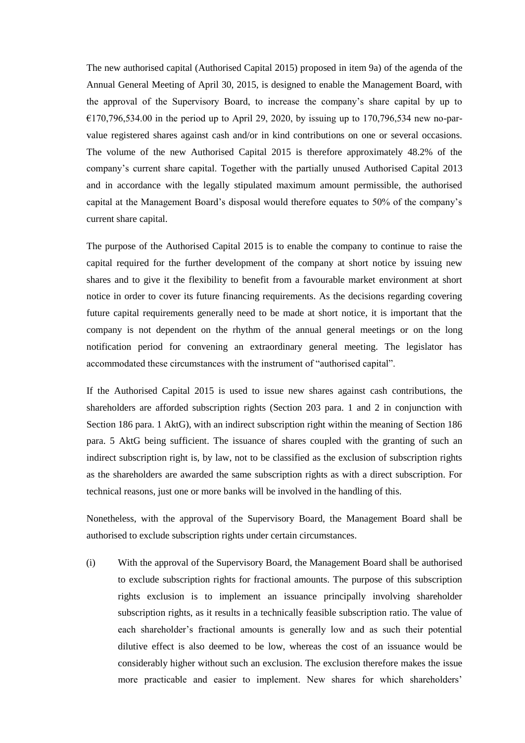The new authorised capital (Authorised Capital 2015) proposed in item 9a) of the agenda of the Annual General Meeting of April 30, 2015, is designed to enable the Management Board, with the approval of the Supervisory Board, to increase the company's share capital by up to €170,796,534.00 in the period up to April 29, 2020, by issuing up to 170,796,534 new no-par-value registered shares against cash and/or in kind contributions on one or several occasions. The volume of the new Authorised Capital 2015 is therefore approximately 48.2% of the company's current share capital. Together with the partially unused Authorised Capital 2013 and in accordance with the legally stipulated maximum amount permissible, the authorised capital at the Management Board's disposal would therefore equates to 50% of the company's current share capital.

The purpose of the Authorised Capital 2015 is to enable the company to continue to raise the capital required for the further development of the company at short notice by issuing new shares and to give it the flexibility to benefit from a favourable market environment at short notice in order to cover its future financing requirements. As the decisions regarding covering future capital requirements generally need to be made at short notice, it is important that the company is not dependent on the rhythm of the annual general meetings or on the long notification period for convening an extraordinary general meeting. The legislator has accommodated these circumstances with the instrument of "authorised capital".

If the Authorised Capital 2015 is used to issue new shares against cash contributions, the shareholders are afforded subscription rights (Section 203 para. 1 and 2 in conjunction with Section 186 para. 1 AktG), with an indirect subscription right within the meaning of Section 186 para. 5 AktG being sufficient. The issuance of shares coupled with the granting of such an indirect subscription right is, by law, not to be classified as the exclusion of subscription rights as the shareholders are awarded the same subscription rights as with a direct subscription. For technical reasons, just one or more banks will be involved in the handling of this.

Nonetheless, with the approval of the Supervisory Board, the Management Board shall be authorised to exclude subscription rights under certain circumstances.

(i) With the approval of the Supervisory Board, the Management Board shall be authorised to exclude subscription rights for fractional amounts. The purpose of this subscription rights exclusion is to implement an issuance principally involving shareholder subscription rights, as it results in a technically feasible subscription ratio. The value of each shareholder's fractional amounts is generally low and as such their potential dilutive effect is also deemed to be low, whereas the cost of an issuance would be considerably higher without such an exclusion. The exclusion therefore makes the issue more practicable and easier to implement. New shares for which shareholders'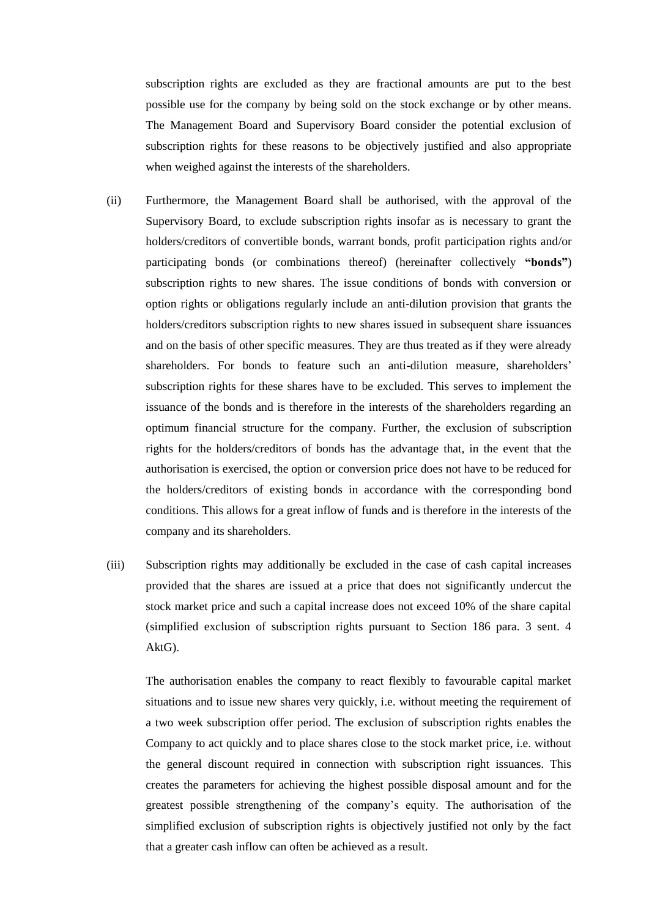subscription rights are excluded as they are fractional amounts are put to the best possible use for the company by being sold on the stock exchange or by other means. The Management Board and Supervisory Board consider the potential exclusion of subscription rights for these reasons to be objectively justified and also appropriate when weighed against the interests of the shareholders.

(ii) Furthermore, the Management Board shall be authorised, with the approval of the Supervisory Board, to exclude subscription rights insofar as is necessary to grant the holders/creditors of convertible bonds, warrant bonds, profit participation rights and/or participating bonds (or combinations thereof) (hereinafter collectively **"bonds"**) subscription rights to new shares. The issue conditions of bonds with conversion or option rights or obligations regularly include an anti-dilution provision that grants the holders/creditors subscription rights to new shares issued in subsequent share issuances and on the basis of other specific measures. They are thus treated as if they were already shareholders. For bonds to feature such an anti-dilution measure, shareholders' subscription rights for these shares have to be excluded. This serves to implement the issuance of the bonds and is therefore in the interests of the shareholders regarding an optimum financial structure for the company. Further, the exclusion of subscription rights for the holders/creditors of bonds has the advantage that, in the event that the authorisation is exercised, the option or conversion price does not have to be reduced for the holders/creditors of existing bonds in accordance with the corresponding bond conditions. This allows for a great inflow of funds and is therefore in the interests of the company and its shareholders.

(iii) Subscription rights may additionally be excluded in the case of cash capital increases provided that the shares are issued at a price that does not significantly undercut the stock market price and such a capital increase does not exceed 10% of the share capital (simplified exclusion of subscription rights pursuant to Section 186 para. 3 sent. 4 AktG).

The authorisation enables the company to react flexibly to favourable capital market situations and to issue new shares very quickly, i.e. without meeting the requirement of a two week subscription offer period. The exclusion of subscription rights enables the Company to act quickly and to place shares close to the stock market price, i.e. without the general discount required in connection with subscription right issuances. This creates the parameters for achieving the highest possible disposal amount and for the greatest possible strengthening of the company's equity. The authorisation of the simplified exclusion of subscription rights is objectively justified not only by the fact that a greater cash inflow can often be achieved as a result.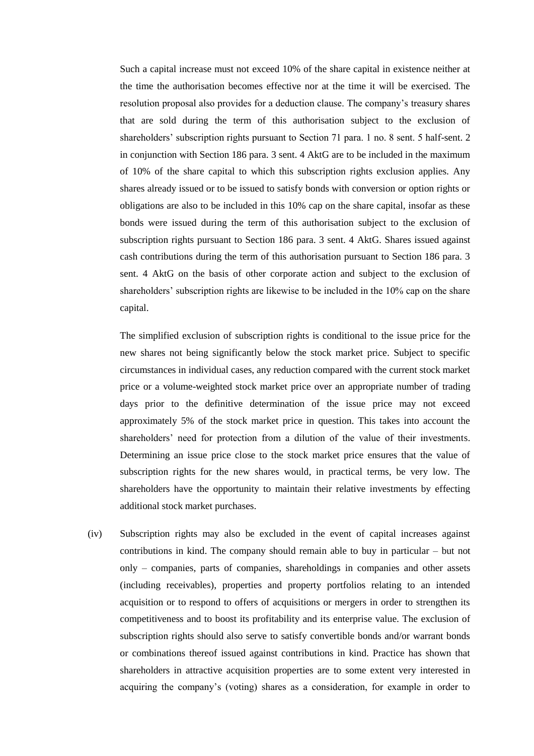Such a capital increase must not exceed 10% of the share capital in existence neither at the time the authorisation becomes effective nor at the time it will be exercised. The resolution proposal also provides for a deduction clause. The company's treasury shares that are sold during the term of this authorisation subject to the exclusion of shareholders' subscription rights pursuant to Section 71 para. 1 no. 8 sent. 5 half-sent. 2 in conjunction with Section 186 para. 3 sent. 4 AktG are to be included in the maximum of 10% of the share capital to which this subscription rights exclusion applies. Any shares already issued or to be issued to satisfy bonds with conversion or option rights or obligations are also to be included in this 10% cap on the share capital, insofar as these bonds were issued during the term of this authorisation subject to the exclusion of subscription rights pursuant to Section 186 para. 3 sent. 4 AktG. Shares issued against cash contributions during the term of this authorisation pursuant to Section 186 para. 3 sent. 4 AktG on the basis of other corporate action and subject to the exclusion of shareholders' subscription rights are likewise to be included in the 10% cap on the share capital.

The simplified exclusion of subscription rights is conditional to the issue price for the new shares not being significantly below the stock market price. Subject to specific circumstances in individual cases, any reduction compared with the current stock market price or a volume-weighted stock market price over an appropriate number of trading days prior to the definitive determination of the issue price may not exceed approximately 5% of the stock market price in question. This takes into account the shareholders' need for protection from a dilution of the value of their investments. Determining an issue price close to the stock market price ensures that the value of subscription rights for the new shares would, in practical terms, be very low. The shareholders have the opportunity to maintain their relative investments by effecting additional stock market purchases.

(iv) Subscription rights may also be excluded in the event of capital increases against contributions in kind. The company should remain able to buy in particular – but not only – companies, parts of companies, shareholdings in companies and other assets (including receivables), properties and property portfolios relating to an intended acquisition or to respond to offers of acquisitions or mergers in order to strengthen its competitiveness and to boost its profitability and its enterprise value. The exclusion of subscription rights should also serve to satisfy convertible bonds and/or warrant bonds or combinations thereof issued against contributions in kind. Practice has shown that shareholders in attractive acquisition properties are to some extent very interested in acquiring the company's (voting) shares as a consideration, for example in order to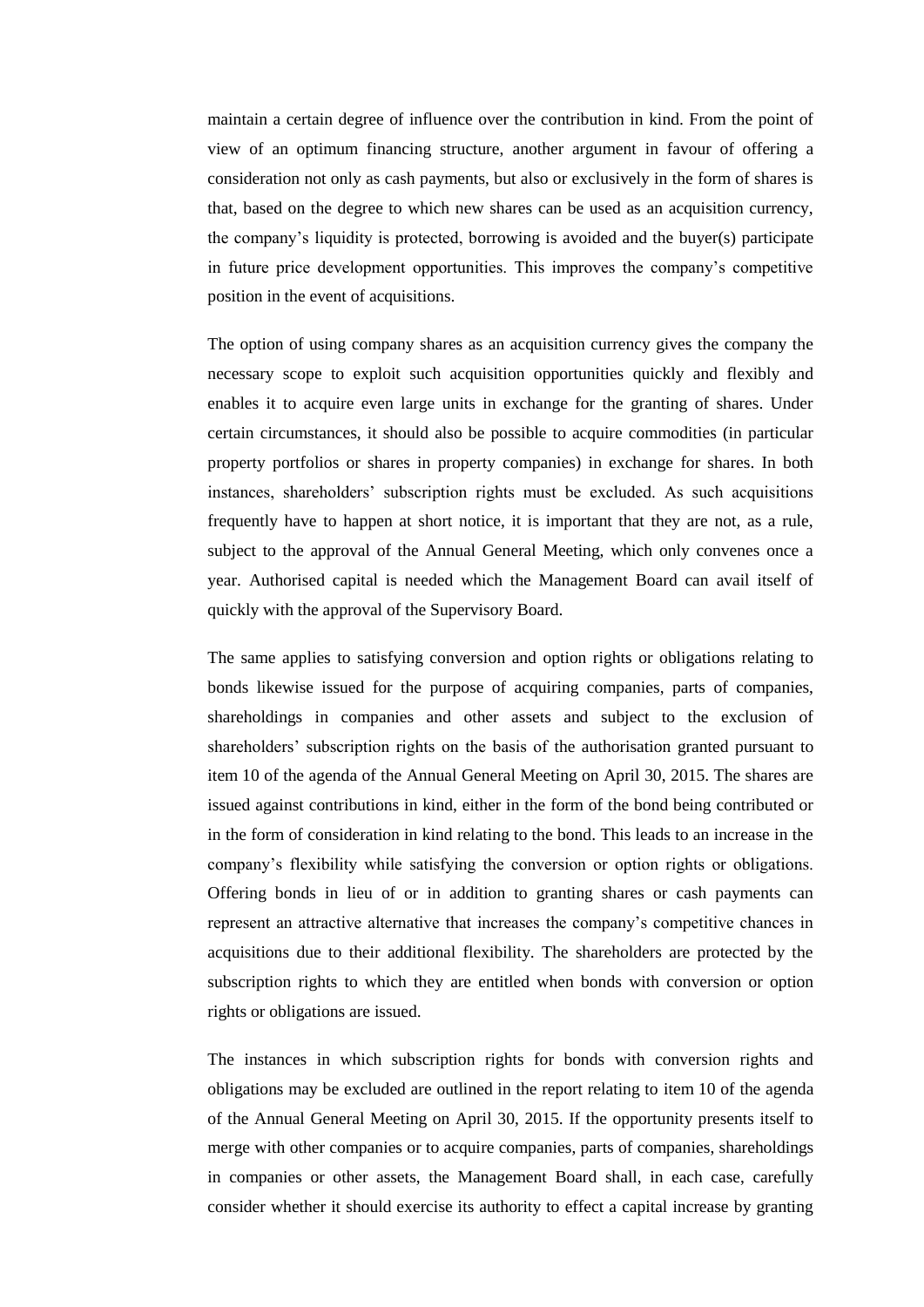maintain a certain degree of influence over the contribution in kind. From the point of view of an optimum financing structure, another argument in favour of offering a consideration not only as cash payments, but also or exclusively in the form of shares is that, based on the degree to which new shares can be used as an acquisition currency, the company's liquidity is protected, borrowing is avoided and the buyer(s) participate in future price development opportunities. This improves the company's competitive position in the event of acquisitions.

The option of using company shares as an acquisition currency gives the company the necessary scope to exploit such acquisition opportunities quickly and flexibly and enables it to acquire even large units in exchange for the granting of shares. Under certain circumstances, it should also be possible to acquire commodities (in particular property portfolios or shares in property companies) in exchange for shares. In both instances, shareholders' subscription rights must be excluded. As such acquisitions frequently have to happen at short notice, it is important that they are not, as a rule, subject to the approval of the Annual General Meeting, which only convenes once a year. Authorised capital is needed which the Management Board can avail itself of quickly with the approval of the Supervisory Board.

The same applies to satisfying conversion and option rights or obligations relating to bonds likewise issued for the purpose of acquiring companies, parts of companies, shareholdings in companies and other assets and subject to the exclusion of shareholders' subscription rights on the basis of the authorisation granted pursuant to item 10 of the agenda of the Annual General Meeting on April 30, 2015. The shares are issued against contributions in kind, either in the form of the bond being contributed or in the form of consideration in kind relating to the bond. This leads to an increase in the company's flexibility while satisfying the conversion or option rights or obligations. Offering bonds in lieu of or in addition to granting shares or cash payments can represent an attractive alternative that increases the company's competitive chances in acquisitions due to their additional flexibility. The shareholders are protected by the subscription rights to which they are entitled when bonds with conversion or option rights or obligations are issued.

The instances in which subscription rights for bonds with conversion rights and obligations may be excluded are outlined in the report relating to item 10 of the agenda of the Annual General Meeting on April 30, 2015. If the opportunity presents itself to merge with other companies or to acquire companies, parts of companies, shareholdings in companies or other assets, the Management Board shall, in each case, carefully consider whether it should exercise its authority to effect a capital increase by granting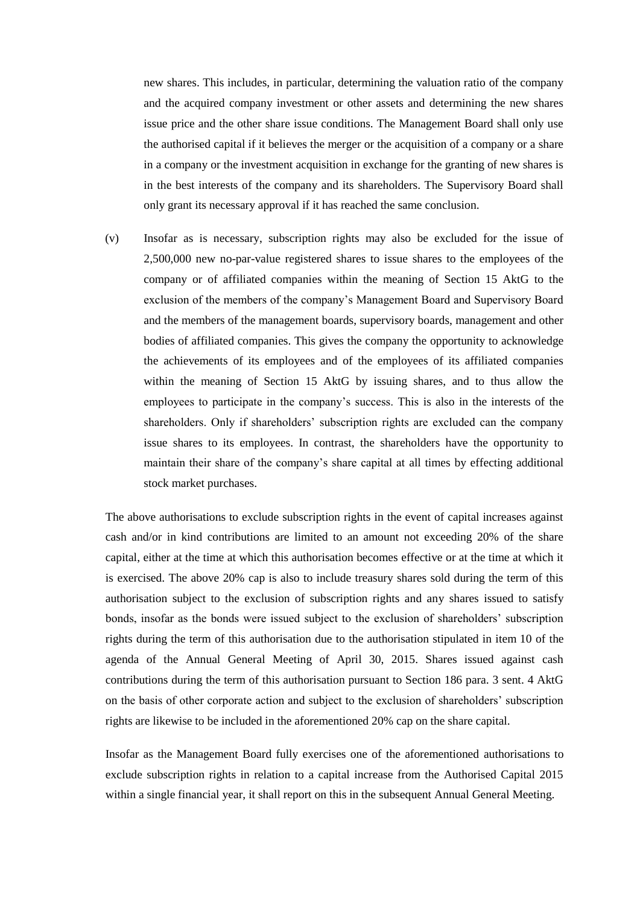new shares. This includes, in particular, determining the valuation ratio of the company and the acquired company investment or other assets and determining the new shares issue price and the other share issue conditions. The Management Board shall only use the authorised capital if it believes the merger or the acquisition of a company or a share in a company or the investment acquisition in exchange for the granting of new shares is in the best interests of the company and its shareholders. The Supervisory Board shall only grant its necessary approval if it has reached the same conclusion.

(v) Insofar as is necessary, subscription rights may also be excluded for the issue of 2,500,000 new no-par-value registered shares to issue shares to the employees of the company or of affiliated companies within the meaning of Section 15 AktG to the exclusion of the members of the company's Management Board and Supervisory Board and the members of the management boards, supervisory boards, management and other bodies of affiliated companies. This gives the company the opportunity to acknowledge the achievements of its employees and of the employees of its affiliated companies within the meaning of Section 15 AktG by issuing shares, and to thus allow the employees to participate in the company's success. This is also in the interests of the shareholders. Only if shareholders' subscription rights are excluded can the company issue shares to its employees. In contrast, the shareholders have the opportunity to maintain their share of the company's share capital at all times by effecting additional stock market purchases.

The above authorisations to exclude subscription rights in the event of capital increases against cash and/or in kind contributions are limited to an amount not exceeding 20% of the share capital, either at the time at which this authorisation becomes effective or at the time at which it is exercised. The above 20% cap is also to include treasury shares sold during the term of this authorisation subject to the exclusion of subscription rights and any shares issued to satisfy bonds, insofar as the bonds were issued subject to the exclusion of shareholders' subscription rights during the term of this authorisation due to the authorisation stipulated in item 10 of the agenda of the Annual General Meeting of April 30, 2015. Shares issued against cash contributions during the term of this authorisation pursuant to Section 186 para. 3 sent. 4 AktG on the basis of other corporate action and subject to the exclusion of shareholders' subscription rights are likewise to be included in the aforementioned 20% cap on the share capital.

Insofar as the Management Board fully exercises one of the aforementioned authorisations to exclude subscription rights in relation to a capital increase from the Authorised Capital 2015 within a single financial year, it shall report on this in the subsequent Annual General Meeting.